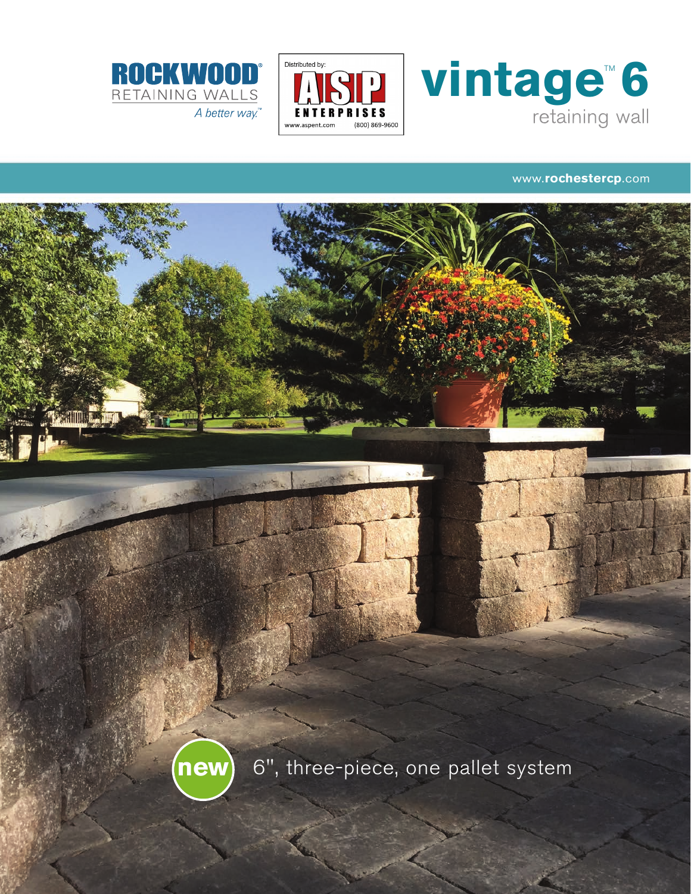ROCKWOOD®
RETAINING WALLS
*A better way.*™

Distributed by:
**ASP ENTERPRISES**
www.aspent.com (800) 869-9600

# vintage™ 6
retaining wall

www.**rochestercp**.com

**new** 6", three-piece, one pallet system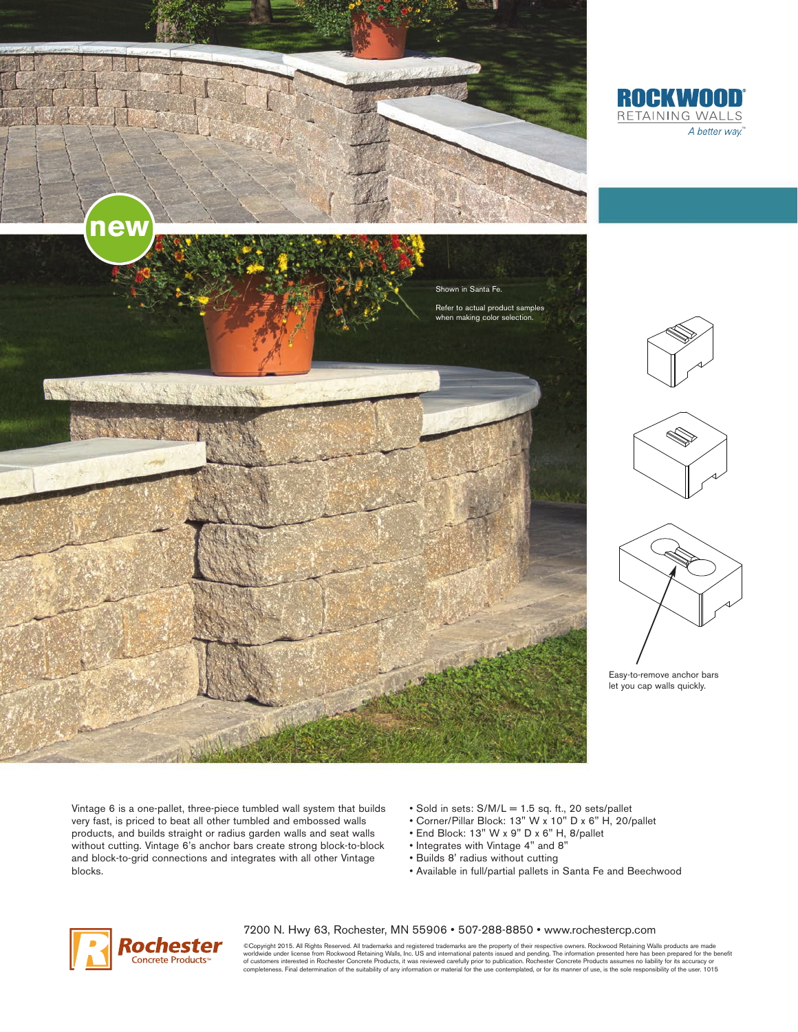**ROCKWOOD®**
RETAINING WALLS
*A better way.™*

new

Shown in Santa Fe.

Refer to actual product samples when making color selection.

Easy-to-remove anchor bars let you cap walls quickly.

Vintage 6 is a one-pallet, three-piece tumbled wall system that builds very fast, is priced to beat all other tumbled and embossed walls products, and builds straight or radius garden walls and seat walls without cutting. Vintage 6's anchor bars create strong block-to-block and block-to-grid connections and integrates with all other Vintage blocks.

- Sold in sets: S/M/L = 1.5 sq. ft., 20 sets/pallet
- Corner/Pillar Block: 13" W x 10" D x 6" H, 20/pallet
- End Block: 13" W x 9" D x 6" H, 8/pallet
- Integrates with Vintage 4" and 8"
- Builds 8' radius without cutting
- Available in full/partial pallets in Santa Fe and Beechwood

**Rochester** Concrete Products™

7200 N. Hwy 63, Rochester, MN 55906 • 507-288-8850 • www.rochestercp.com

©Copyright 2015. All Rights Reserved. All trademarks and registered trademarks are the property of their respective owners. Rockwood Retaining Walls products are made worldwide under license from Rockwood Retaining Walls, Inc. US and international patents issued and pending. The information presented here has been prepared for the benefit of customers interested in Rochester Concrete Products, it was reviewed carefully prior to publication. Rochester Concrete Products assumes no liability for its accuracy or completeness. Final determination of the suitability of any information or material for the use contemplated, or for its manner of use, is the sole responsibility of the user. 1015